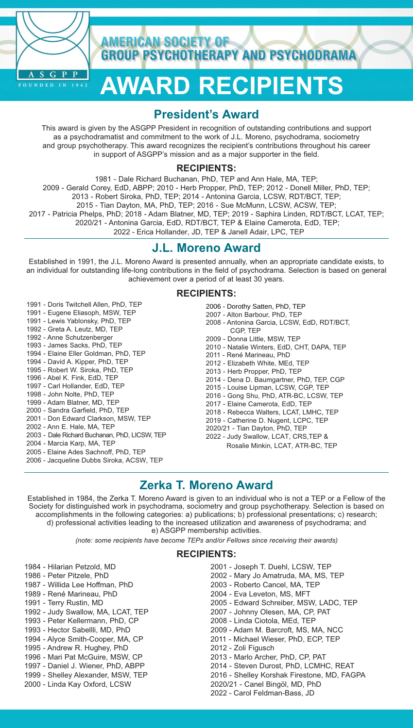# AMERICAN SOCIETY OF GROUP PSYCHOTHERAPY AND PSYCHODRAMA

ASGPP FOUNDED IN 1942

# AWARD RECIPIENTS

## President's Award

This award is given by the ASGPP President in recognition of outstanding contributions and support as a psychodramatist and commitment to the work of J.L. Moreno, psychodrama, sociometry and group psychotherapy. This award recognizes the recipient's contributions throughout his career in support of ASGPP's mission and as a major supporter in the field.

### RECIPIENTS:

1981 - Dale Richard Buchanan, PhD, TEP and Ann Hale, MA, TEP;
2009 - Gerald Corey, EdD, ABPP; 2010 - Herb Propper, PhD, TEP; 2012 - Donell Miller, PhD, TEP;
2013 - Robert Siroka, PhD, TEP; 2014 - Antonina Garcia, LCSW, RDT/BCT, TEP;
2015 - Tian Dayton, MA, PhD, TEP; 2016 - Sue McMunn, LCSW, ACSW, TEP;
2017 - Patricia Phelps, PhD; 2018 - Adam Blatner, MD, TEP; 2019 - Saphira Linden, RDT/BCT, LCAT, TEP;
2020/21 - Antonina Garcia, EdD, RDT/BCT, TEP & Elaine Camerota, EdD, TEP;
2022 - Erica Hollander, JD, TEP & Janell Adair, LPC, TEP

## J.L. Moreno Award

Established in 1991, the J.L. Moreno Award is presented annually, when an appropriate candidate exists, to an individual for outstanding life-long contributions in the field of psychodrama. Selection is based on general achievement over a period of at least 30 years.

### RECIPIENTS:

- 1991 - Doris Twitchell Allen, PhD, TEP
- 1991 - Eugene Eliasoph, MSW, TEP
- 1991 - Lewis Yablonsky, PhD, TEP
- 1992 - Greta A. Leutz, MD, TEP
- 1992 - Anne Schutzenberger
- 1993 - James Sacks, PhD, TEP
- 1994 - Elaine Eller Goldman, PhD, TEP
- 1994 - David A. Kipper, PhD, TEP
- 1995 - Robert W. Siroka, PhD, TEP
- 1996 - Abel K. Fink, EdD, TEP
- 1997 - Carl Hollander, EdD, TEP
- 1998 - John Nolte, PhD, TEP
- 1999 - Adam Blatner, MD, TEP
- 2000 - Sandra Garfield, PhD, TEP
- 2001 - Don Edward Clarkson, MSW, TEP
- 2002 - Ann E. Hale, MA, TEP
- 2003 - Dale Richard Buchanan, PhD, LICSW, TEP
- 2004 - Marcia Karp, MA, TEP
- 2005 - Elaine Ades Sachnoff, PhD, TEP
- 2006 - Jacqueline Dubbs Siroka, ACSW, TEP
- 2006 - Dorothy Satten, PhD, TEP
- 2007 - Alton Barbour, PhD, TEP
- 2008 - Antonina Garcia, LCSW, EdD, RDT/BCT, CGP, TEP
- 2009 - Donna Little, MSW, TEP
- 2010 - Natalie Winters, EdD, CHT, DAPA, TEP
- 2011 - René Marineau, PhD
- 2012 - Elizabeth White, MEd, TEP
- 2013 - Herb Propper, PhD, TEP
- 2014 - Dena D. Baumgartner, PhD, TEP, CGP
- 2015 - Louise Lipman, LCSW, CGP, TEP
- 2016 - Gong Shu, PhD, ATR-BC, LCSW, TEP
- 2017 - Elaine Camerota, EdD, TEP
- 2018 - Rebecca Walters, LCAT, LMHC, TEP
- 2019 - Catherine D. Nugent, LCPC, TEP
- 2020/21 - Tian Dayton, PhD, TEP
- 2022 - Judy Swallow, LCAT, CRS,TEP & Rosalie Minkin, LCAT, ATR-BC, TEP

## Zerka T. Moreno Award

Established in 1984, the Zerka T. Moreno Award is given to an individual who is not a TEP or a Fellow of the Society for distinguished work in psychodrama, sociometry and group psychotherapy. Selection is based on accomplishments in the following categories: a) publications; b) professional presentations; c) research; d) professional activities leading to the increased utilization and awareness of psychodrama; and e) ASGPP membership activities.

*(note: some recipients have become TEPs and/or Fellows since receiving their awards)*

### RECIPIENTS:

- 1984 - Hilarian Petzold, MD
- 1986 - Peter Pitzele, PhD
- 1987 - Willida Lee Hoffman, PhD
- 1989 - René Marineau, PhD
- 1991 - Terry Rustin, MD
- 1992 - Judy Swallow, MA, LCAT, TEP
- 1993 - Peter Kellermann, PhD, CP
- 1993 - Hector Sabellli, MD, PhD
- 1994 - Alyce Smith-Cooper, MA, CP
- 1995 - Andrew R. Hughey, PhD
- 1996 - Mari Pat McGuire, MSW, CP
- 1997 - Daniel J. Wiener, PhD, ABPP
- 1999 - Shelley Alexander, MSW, TEP
- 2000 - Linda Kay Oxford, LCSW
- 2001 - Joseph T. Duehl, LCSW, TEP
- 2002 - Mary Jo Amatruda, MA, MS, TEP
- 2003 - Roberto Cancel, MA, TEP
- 2004 - Eva Leveton, MS, MFT
- 2005 - Edward Schreiber, MSW, LADC, TEP
- 2007 - Johnny Olesen, MA, CP, PAT
- 2008 - Linda Ciotola, MEd, TEP
- 2009 - Adam M. Barcroft, MS, MA, NCC
- 2011 - Michael Wieser, PhD, ECP, TEP
- 2012 - Zoli Figusch
- 2013 - Marlo Archer, PhD, CP, PAT
- 2014 - Steven Durost, PhD, LCMHC, REAT
- 2016 - Shelley Korshak Firestone, MD, FAGPA
- 2020/21 - Canel Bingöl, MD, PhD
- 2022 - Carol Feldman-Bass, JD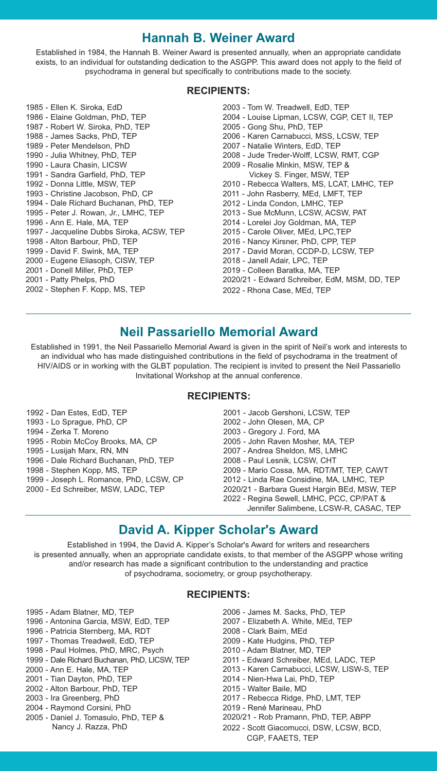## Hannah B. Weiner Award

Established in 1984, the Hannah B. Weiner Award is presented annually, when an appropriate candidate exists, to an individual for outstanding dedication to the ASGPP. This award does not apply to the field of psychodrama in general but specifically to contributions made to the society.

### RECIPIENTS:

1985 - Ellen K. Siroka, EdD
1986 - Elaine Goldman, PhD, TEP
1987 - Robert W. Siroka, PhD, TEP
1988 - James Sacks, PhD, TEP
1989 - Peter Mendelson, PhD
1990 - Julia Whitney, PhD, TEP
1990 - Laura Chasin, LICSW
1991 - Sandra Garfield, PhD, TEP
1992 - Donna Little, MSW, TEP
1993 - Christine Jacobson, PhD, CP
1994 - Dale Richard Buchanan, PhD, TEP
1995 - Peter J. Rowan, Jr., LMHC, TEP
1996 - Ann E. Hale, MA, TEP
1997 - Jacqueline Dubbs Siroka, ACSW, TEP
1998 - Alton Barbour, PhD, TEP
1999 - David F. Swink, MA, TEP
2000 - Eugene Eliasoph, CISW, TEP
2001 - Donell Miller, PhD, TEP
2001 - Patty Phelps, PhD
2002 - Stephen F. Kopp, MS, TEP
2003 - Tom W. Treadwell, EdD, TEP
2004 - Louise Lipman, LCSW, CGP, CET II, TEP
2005 - Gong Shu, PhD, TEP
2006 - Karen Carnabucci, MSS, LCSW, TEP
2007 - Natalie Winters, EdD, TEP
2008 - Jude Treder-Wolff, LCSW, RMT, CGP
2009 - Rosalie Minkin, MSW, TEP & Vickey S. Finger, MSW, TEP
2010 - Rebecca Walters, MS, LCAT, LMHC, TEP
2011 - John Rasberry, MEd, LMFT, TEP
2012 - Linda Condon, LMHC, TEP
2013 - Sue McMunn, LCSW, ACSW, PAT
2014 - Lorelei Joy Goldman, MA, TEP
2015 - Carole Oliver, MEd, LPC,TEP
2016 - Nancy Kirsner, PhD, CPP, TEP
2017 - David Moran, CCDP-D, LCSW, TEP
2018 - Janell Adair, LPC, TEP
2019 - Colleen Baratka, MA, TEP
2020/21 - Edward Schreiber, EdM, MSM, DD, TEP
2022 - Rhona Case, MEd, TEP

## Neil Passariello Memorial Award

Established in 1991, the Neil Passariello Memorial Award is given in the spirit of Neil's work and interests to an individual who has made distinguished contributions in the field of psychodrama in the treatment of HIV/AIDS or in working with the GLBT population. The recipient is invited to present the Neil Passariello Invitational Workshop at the annual conference.

### RECIPIENTS:

1992 - Dan Estes, EdD, TEP
1993 - Lo Sprague, PhD, CP
1994 - Zerka T. Moreno
1995 - Robin McCoy Brooks, MA, CP
1995 - Lusijah Marx, RN, MN
1996 - Dale Richard Buchanan, PhD, TEP
1998 - Stephen Kopp, MS, TEP
1999 - Joseph L. Romance, PhD, LCSW, CP
2000 - Ed Schreiber, MSW, LADC, TEP
2001 - Jacob Gershoni, LCSW, TEP
2002 - John Olesen, MA, CP
2003 - Gregory J. Ford, MA
2005 - John Raven Mosher, MA, TEP
2007 - Andrea Sheldon, MS, LMHC
2008 - Paul Lesnik, LCSW, CHT
2009 - Mario Cossa, MA, RDT/MT, TEP, CAWT
2012 - Linda Rae Considine, MA, LMHC, TEP
2020/21 - Barbara Guest Hargin BEd, MSW, TEP
2022 - Regina Sewell, LMHC, PCC, CP/PAT & Jennifer Salimbene, LCSW-R, CASAC, TEP

## David A. Kipper Scholar's Award

Established in 1994, the David A. Kipper's Scholar's Award for writers and researchers is presented annually, when an appropriate candidate exists, to that member of the ASGPP whose writing and/or research has made a significant contribution to the understanding and practice of psychodrama, sociometry, or group psychotherapy.

### RECIPIENTS:

1995 - Adam Blatner, MD, TEP
1996 - Antonina Garcia, MSW, EdD, TEP
1996 - Patricia Sternberg, MA, RDT
1997 - Thomas Treadwell, EdD, TEP
1998 - Paul Holmes, PhD, MRC, Psych
1999 - Dale Richard Buchanan, PhD, LICSW, TEP
2000 - Ann E. Hale, MA, TEP
2001 - Tian Dayton, PhD, TEP
2002 - Alton Barbour, PhD, TEP
2003 - Ira Greenberg, PhD
2004 - Raymond Corsini, PhD
2005 - Daniel J. Tomasulo, PhD, TEP & Nancy J. Razza, PhD
2006 - James M. Sacks, PhD, TEP
2007 - Elizabeth A. White, MEd, TEP
2008 - Clark Baim, MEd
2009 - Kate Hudgins, PhD, TEP
2010 - Adam Blatner, MD, TEP
2011 - Edward Schreiber, MEd, LADC, TEP
2013 - Karen Carnabucci, LCSW, LISW-S, TEP
2014 - Nien-Hwa Lai, PhD, TEP
2015 - Walter Baile, MD
2017 - Rebecca Ridge, PhD, LMT, TEP
2019 - René Marineau, PhD
2020/21 - Rob Pramann, PhD, TEP, ABPP
2022 - Scott Giacomucci, DSW, LCSW, BCD, CGP, FAAETS, TEP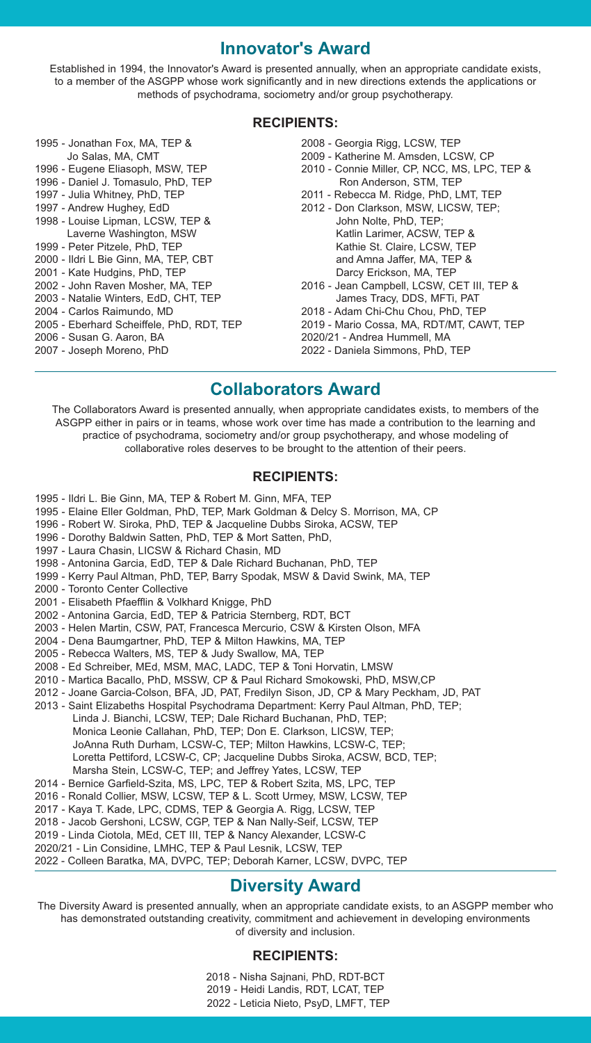## Innovator's Award

Established in 1994, the Innovator's Award is presented annually, when an appropriate candidate exists, to a member of the ASGPP whose work significantly and in new directions extends the applications or methods of psychodrama, sociometry and/or group psychotherapy.

### RECIPIENTS:

- 1995 - Jonathan Fox, MA, TEP & Jo Salas, MA, CMT
- 1996 - Eugene Eliasoph, MSW, TEP
- 1996 - Daniel J. Tomasulo, PhD, TEP
- 1997 - Julia Whitney, PhD, TEP
- 1997 - Andrew Hughey, EdD
- 1998 - Louise Lipman, LCSW, TEP & Laverne Washington, MSW
- 1999 - Peter Pitzele, PhD, TEP
- 2000 - Ildri L Bie Ginn, MA, TEP, CBT
- 2001 - Kate Hudgins, PhD, TEP
- 2002 - John Raven Mosher, MA, TEP
- 2003 - Natalie Winters, EdD, CHT, TEP
- 2004 - Carlos Raimundo, MD
- 2005 - Eberhard Scheiffele, PhD, RDT, TEP
- 2006 - Susan G. Aaron, BA
- 2007 - Joseph Moreno, PhD
- 2008 - Georgia Rigg, LCSW, TEP
- 2009 - Katherine M. Amsden, LCSW, CP
- 2010 - Connie Miller, CP, NCC, MS, LPC, TEP & Ron Anderson, STM, TEP
- 2011 - Rebecca M. Ridge, PhD, LMT, TEP
- 2012 - Don Clarkson, MSW, LICSW, TEP; John Nolte, PhD, TEP; Katlin Larimer, ACSW, TEP & Kathie St. Claire, LCSW, TEP and Amna Jaffer, MA, TEP & Darcy Erickson, MA, TEP
- 2016 - Jean Campbell, LCSW, CET III, TEP & James Tracy, DDS, MFTi, PAT
- 2018 - Adam Chi-Chu Chou, PhD, TEP
- 2019 - Mario Cossa, MA, RDT/MT, CAWT, TEP
- 2020/21 - Andrea Hummell, MA
- 2022 - Daniela Simmons, PhD, TEP

## Collaborators Award

The Collaborators Award is presented annually, when appropriate candidates exists, to members of the ASGPP either in pairs or in teams, whose work over time has made a contribution to the learning and practice of psychodrama, sociometry and/or group psychotherapy, and whose modeling of collaborative roles deserves to be brought to the attention of their peers.

### RECIPIENTS:

- 1995 - Ildri L. Bie Ginn, MA, TEP & Robert M. Ginn, MFA, TEP
- 1995 - Elaine Eller Goldman, PhD, TEP, Mark Goldman & Delcy S. Morrison, MA, CP
- 1996 - Robert W. Siroka, PhD, TEP & Jacqueline Dubbs Siroka, ACSW, TEP
- 1996 - Dorothy Baldwin Satten, PhD, TEP & Mort Satten, PhD,
- 1997 - Laura Chasin, LICSW & Richard Chasin, MD
- 1998 - Antonina Garcia, EdD, TEP & Dale Richard Buchanan, PhD, TEP
- 1999 - Kerry Paul Altman, PhD, TEP, Barry Spodak, MSW & David Swink, MA, TEP
- 2000 - Toronto Center Collective
- 2001 - Elisabeth Pfaefflin & Volkhard Knigge, PhD
- 2002 - Antonina Garcia, EdD, TEP & Patricia Sternberg, RDT, BCT
- 2003 - Helen Martin, CSW, PAT, Francesca Mercurio, CSW & Kirsten Olson, MFA
- 2004 - Dena Baumgartner, PhD, TEP & Milton Hawkins, MA, TEP
- 2005 - Rebecca Walters, MS, TEP & Judy Swallow, MA, TEP
- 2008 - Ed Schreiber, MEd, MSM, MAC, LADC, TEP & Toni Horvatin, LMSW
- 2010 - Martica Bacallo, PhD, MSSW, CP & Paul Richard Smokowski, PhD, MSW,CP
- 2012 - Joane Garcia-Colson, BFA, JD, PAT, Fredilyn Sison, JD, CP & Mary Peckham, JD, PAT
- 2013 - Saint Elizabeths Hospital Psychodrama Department: Kerry Paul Altman, PhD, TEP; Linda J. Bianchi, LCSW, TEP; Dale Richard Buchanan, PhD, TEP; Monica Leonie Callahan, PhD, TEP; Don E. Clarkson, LICSW, TEP; JoAnna Ruth Durham, LCSW-C, TEP; Milton Hawkins, LCSW-C, TEP; Loretta Pettiford, LCSW-C, CP; Jacqueline Dubbs Siroka, ACSW, BCD, TEP; Marsha Stein, LCSW-C, TEP; and Jeffrey Yates, LCSW, TEP
- 2014 - Bernice Garfield-Szita, MS, LPC, TEP & Robert Szita, MS, LPC, TEP
- 2016 - Ronald Collier, MSW, LCSW, TEP & L. Scott Urmey, MSW, LCSW, TEP
- 2017 - Kaya T. Kade, LPC, CDMS, TEP & Georgia A. Rigg, LCSW, TEP
- 2018 - Jacob Gershoni, LCSW, CGP, TEP & Nan Nally-Seif, LCSW, TEP
- 2019 - Linda Ciotola, MEd, CET III, TEP & Nancy Alexander, LCSW-C
- 2020/21 - Lin Considine, LMHC, TEP & Paul Lesnik, LCSW, TEP
- 2022 - Colleen Baratka, MA, DVPC, TEP; Deborah Karner, LCSW, DVPC, TEP

## Diversity Award

The Diversity Award is presented annually, when an appropriate candidate exists, to an ASGPP member who has demonstrated outstanding creativity, commitment and achievement in developing environments of diversity and inclusion.

### RECIPIENTS:

- 2018 - Nisha Sajnani, PhD, RDT-BCT
- 2019 - Heidi Landis, RDT, LCAT, TEP
- 2022 - Leticia Nieto, PsyD, LMFT, TEP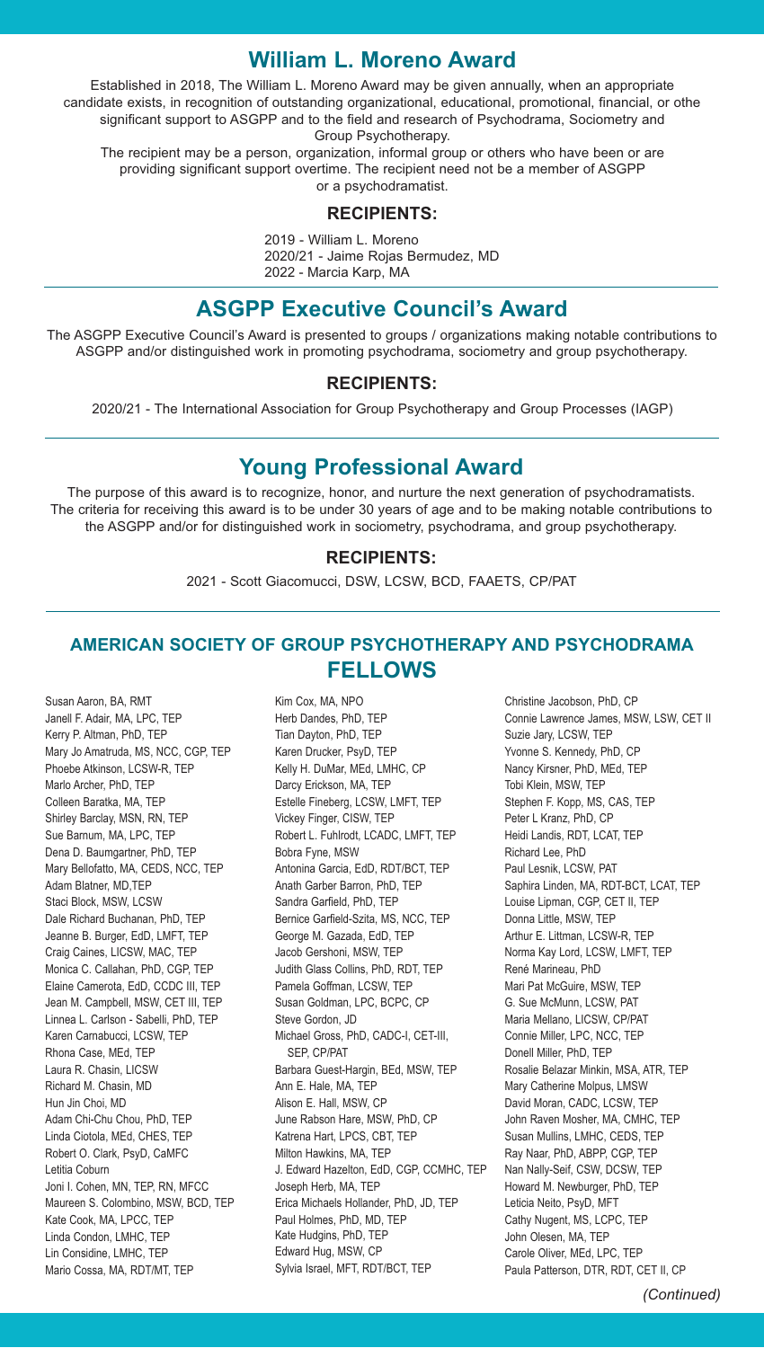## William L. Moreno Award

Established in 2018, The William L. Moreno Award may be given annually, when an appropriate candidate exists, in recognition of outstanding organizational, educational, promotional, financial, or othe significant support to ASGPP and to the field and research of Psychodrama, Sociometry and Group Psychotherapy.

The recipient may be a person, organization, informal group or others who have been or are providing significant support overtime. The recipient need not be a member of ASGPP or a psychodramatist.

### RECIPIENTS:

2019 - William L. Moreno
2020/21 - Jaime Rojas Bermudez, MD
2022 - Marcia Karp, MA

## ASGPP Executive Council's Award

The ASGPP Executive Council's Award is presented to groups / organizations making notable contributions to ASGPP and/or distinguished work in promoting psychodrama, sociometry and group psychotherapy.

### RECIPIENTS:

2020/21 - The International Association for Group Psychotherapy and Group Processes (IAGP)

## Young Professional Award

The purpose of this award is to recognize, honor, and nurture the next generation of psychodramatists. The criteria for receiving this award is to be under 30 years of age and to be making notable contributions to the ASGPP and/or for distinguished work in sociometry, psychodrama, and group psychotherapy.

### RECIPIENTS:

2021 - Scott Giacomucci, DSW, LCSW, BCD, FAAETS, CP/PAT

## AMERICAN SOCIETY OF GROUP PSYCHOTHERAPY AND PSYCHODRAMA FELLOWS

Susan Aaron, BA, RMT
Janell F. Adair, MA, LPC, TEP
Kerry P. Altman, PhD, TEP
Mary Jo Amatruda, MS, NCC, CGP, TEP
Phoebe Atkinson, LCSW-R, TEP
Marlo Archer, PhD, TEP
Colleen Baratka, MA, TEP
Shirley Barclay, MSN, RN, TEP
Sue Barnum, MA, LPC, TEP
Dena D. Baumgartner, PhD, TEP
Mary Bellofatto, MA, CEDS, NCC, TEP
Adam Blatner, MD,TEP
Staci Block, MSW, LCSW
Dale Richard Buchanan, PhD, TEP
Jeanne B. Burger, EdD, LMFT, TEP
Craig Caines, LICSW, MAC, TEP
Monica C. Callahan, PhD, CGP, TEP
Elaine Camerota, EdD, CCDC III, TEP
Jean M. Campbell, MSW, CET III, TEP
Linnea L. Carlson - Sabelli, PhD, TEP
Karen Carnabucci, LCSW, TEP
Rhona Case, MEd, TEP
Laura R. Chasin, LICSW
Richard M. Chasin, MD
Hun Jin Choi, MD
Adam Chi-Chu Chou, PhD, TEP
Linda Ciotola, MEd, CHES, TEP
Robert O. Clark, PsyD, CaMFC
Letitia Coburn
Joni I. Cohen, MN, TEP, RN, MFCC
Maureen S. Colombino, MSW, BCD, TEP
Kate Cook, MA, LPCC, TEP
Linda Condon, LMHC, TEP
Lin Considine, LMHC, TEP
Mario Cossa, MA, RDT/MT, TEP
Kim Cox, MA, NPO
Herb Dandes, PhD, TEP
Tian Dayton, PhD, TEP
Karen Drucker, PsyD, TEP
Kelly H. DuMar, MEd, LMHC, CP
Darcy Erickson, MA, TEP
Estelle Fineberg, LCSW, LMFT, TEP
Vickey Finger, CISW, TEP
Robert L. Fuhlrodt, LCADC, LMFT, TEP
Bobra Fyne, MSW
Antonina Garcia, EdD, RDT/BCT, TEP
Anath Garber Barron, PhD, TEP
Sandra Garfield, PhD, TEP
Bernice Garfield-Szita, MS, NCC, TEP
George M. Gazada, EdD, TEP
Jacob Gershoni, MSW, TEP
Judith Glass Collins, PhD, RDT, TEP
Pamela Goffman, LCSW, TEP
Susan Goldman, LPC, BCPC, CP
Steve Gordon, JD
Michael Gross, PhD, CADC-I, CET-III, SEP, CP/PAT
Barbara Guest-Hargin, BEd, MSW, TEP
Ann E. Hale, MA, TEP
Alison E. Hall, MSW, CP
June Rabson Hare, MSW, PhD, CP
Katrena Hart, LPCS, CBT, TEP
Milton Hawkins, MA, TEP
J. Edward Hazelton, EdD, CGP, CCMHC, TEP
Joseph Herb, MA, TEP
Erica Michaels Hollander, PhD, JD, TEP
Paul Holmes, PhD, MD, TEP
Kate Hudgins, PhD, TEP
Edward Hug, MSW, CP
Sylvia Israel, MFT, RDT/BCT, TEP
Christine Jacobson, PhD, CP
Connie Lawrence James, MSW, LSW, CET II
Suzie Jary, LCSW, TEP
Yvonne S. Kennedy, PhD, CP
Nancy Kirsner, PhD, MEd, TEP
Tobi Klein, MSW, TEP
Stephen F. Kopp, MS, CAS, TEP
Peter L Kranz, PhD, CP
Heidi Landis, RDT, LCAT, TEP
Richard Lee, PhD
Paul Lesnik, LCSW, PAT
Saphira Linden, MA, RDT-BCT, LCAT, TEP
Louise Lipman, CGP, CET II, TEP
Donna Little, MSW, TEP
Arthur E. Littman, LCSW-R, TEP
Norma Kay Lord, LCSW, LMFT, TEP
René Marineau, PhD
Mari Pat McGuire, MSW, TEP
G. Sue McMunn, LCSW, PAT
Maria Mellano, LICSW, CP/PAT
Connie Miller, LPC, NCC, TEP
Donell Miller, PhD, TEP
Rosalie Belazar Minkin, MSA, ATR, TEP
Mary Catherine Molpus, LMSW
David Moran, CADC, LCSW, TEP
John Raven Mosher, MA, CMHC, TEP
Susan Mullins, LMHC, CEDS, TEP
Ray Naar, PhD, ABPP, CGP, TEP
Nan Nally-Seif, CSW, DCSW, TEP
Howard M. Newburger, PhD, TEP
Leticia Neito, PsyD, MFT
Cathy Nugent, MS, LCPC, TEP
John Olesen, MA, TEP
Carole Oliver, MEd, LPC, TEP
Paula Patterson, DTR, RDT, CET II, CP

*(Continued)*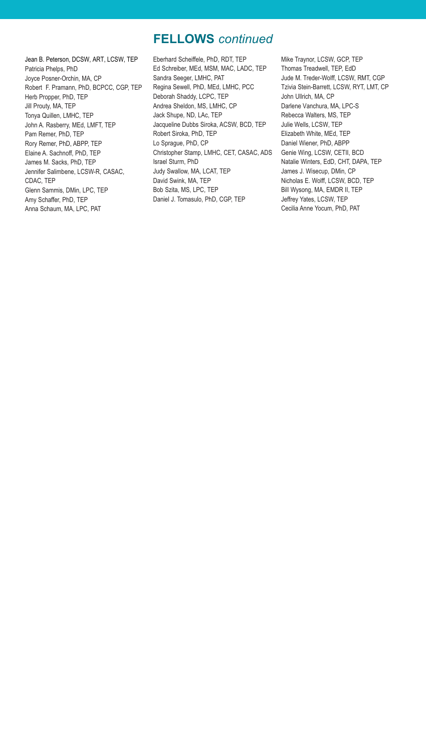## **FELLOWS** *continued*

Jean B. Peterson, DCSW, ART, LCSW, TEP
Patricia Phelps, PhD
Joyce Posner-Orchin, MA, CP
Robert F. Pramann, PhD, BCPCC, CGP, TEP
Herb Propper, PhD, TEP
Jill Prouty, MA, TEP
Tonya Quillen, LMHC, TEP
John A. Rasberry, MEd, LMFT, TEP
Pam Remer, PhD, TEP
Rory Remer, PhD, ABPP, TEP
Elaine A. Sachnoff, PhD, TEP
James M. Sacks, PhD, TEP
Jennifer Salimbene, LCSW-R, CASAC, CDAC, TEP
Glenn Sammis, DMin, LPC, TEP
Amy Schaffer, PhD, TEP
Anna Schaum, MA, LPC, PAT
Eberhard Scheiffele, PhD, RDT, TEP
Ed Schreiber, MEd, MSM, MAC, LADC, TEP
Sandra Seeger, LMHC, PAT
Regina Sewell, PhD, MEd, LMHC, PCC
Deborah Shaddy, LCPC, TEP
Andrea Sheldon, MS, LMHC, CP
Jack Shupe, ND, LAc, TEP
Jacqueline Dubbs Siroka, ACSW, BCD, TEP
Robert Siroka, PhD, TEP
Lo Sprague, PhD, CP
Christopher Stamp, LMHC, CET, CASAC, ADS
Israel Sturm, PhD
Judy Swallow, MA, LCAT, TEP
David Swink, MA, TEP
Bob Szita, MS, LPC, TEP
Daniel J. Tomasulo, PhD, CGP, TEP
Mike Traynor, LCSW, GCP, TEP
Thomas Treadwell, TEP, EdD
Jude M. Treder-Wolff, LCSW, RMT, CGP
Tzivia Stein-Barrett, LCSW, RYT, LMT, CP
John Ullrich, MA, CP
Darlene Vanchura, MA, LPC-S
Rebecca Walters, MS, TEP
Julie Wells, LCSW, TEP
Elizabeth White, MEd, TEP
Daniel Wiener, PhD, ABPP
Genie Wing, LCSW, CETII, BCD
Natalie Winters, EdD, CHT, DAPA, TEP
James J. Wisecup, DMin, CP
Nicholas E. Wolff, LCSW, BCD, TEP
Bill Wysong, MA, EMDR II, TEP
Jeffrey Yates, LCSW, TEP
Cecilia Anne Yocum, PhD, PAT